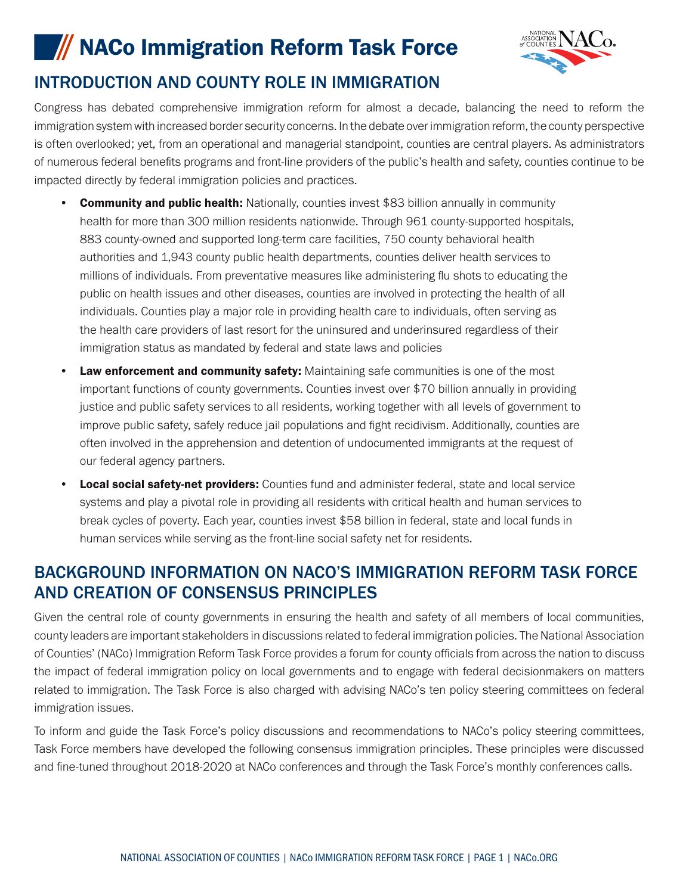# NACo Immigration Reform Task Force

## INTRODUCTION AND COUNTY ROLE IN IMMIGRATION

Congress has debated comprehensive immigration reform for almost a decade, balancing the need to reform the immigration system with increased border security concerns. In the debate over immigration reform, the county perspective is often overlooked; yet, from an operational and managerial standpoint, counties are central players. As administrators of numerous federal benefits programs and front-line providers of the public's health and safety, counties continue to be impacted directly by federal immigration policies and practices.

- **Community and public health:** Nationally, counties invest $83 billion annually in community health for more than 300 million residents nationwide. Through 961 county-supported hospitals, 883 county-owned and supported long-term care facilities, 750 county behavioral health authorities and 1,943 county public health departments, counties deliver health services to millions of individuals. From preventative measures like administering flu shots to educating the public on health issues and other diseases, counties are involved in protecting the health of all individuals. Counties play a major role in providing health care to individuals, often serving as the health care providers of last resort for the uninsured and underinsured regardless of their immigration status as mandated by federal and state laws and policies
- **Law enforcement and community safety:** Maintaining safe communities is one of the most important functions of county governments. Counties invest over $70 billion annually in providing justice and public safety services to all residents, working together with all levels of government to improve public safety, safely reduce jail populations and fight recidivism. Additionally, counties are often involved in the apprehension and detention of undocumented immigrants at the request of our federal agency partners.
- **Local social safety-net providers:** Counties fund and administer federal, state and local service systems and play a pivotal role in providing all residents with critical health and human services to break cycles of poverty. Each year, counties invest $58 billion in federal, state and local funds in human services while serving as the front-line social safety net for residents.

## BACKGROUND INFORMATION ON NACO'S IMMIGRATION REFORM TASK FORCE AND CREATION OF CONSENSUS PRINCIPLES

Given the central role of county governments in ensuring the health and safety of all members of local communities, county leaders are important stakeholders in discussions related to federal immigration policies. The National Association of Counties' (NACo) Immigration Reform Task Force provides a forum for county officials from across the nation to discuss the impact of federal immigration policy on local governments and to engage with federal decisionmakers on matters related to immigration. The Task Force is also charged with advising NACo's ten policy steering committees on federal immigration issues.

To inform and guide the Task Force's policy discussions and recommendations to NACo's policy steering committees, Task Force members have developed the following consensus immigration principles. These principles were discussed and fine-tuned throughout 2018-2020 at NACo conferences and through the Task Force's monthly conferences calls.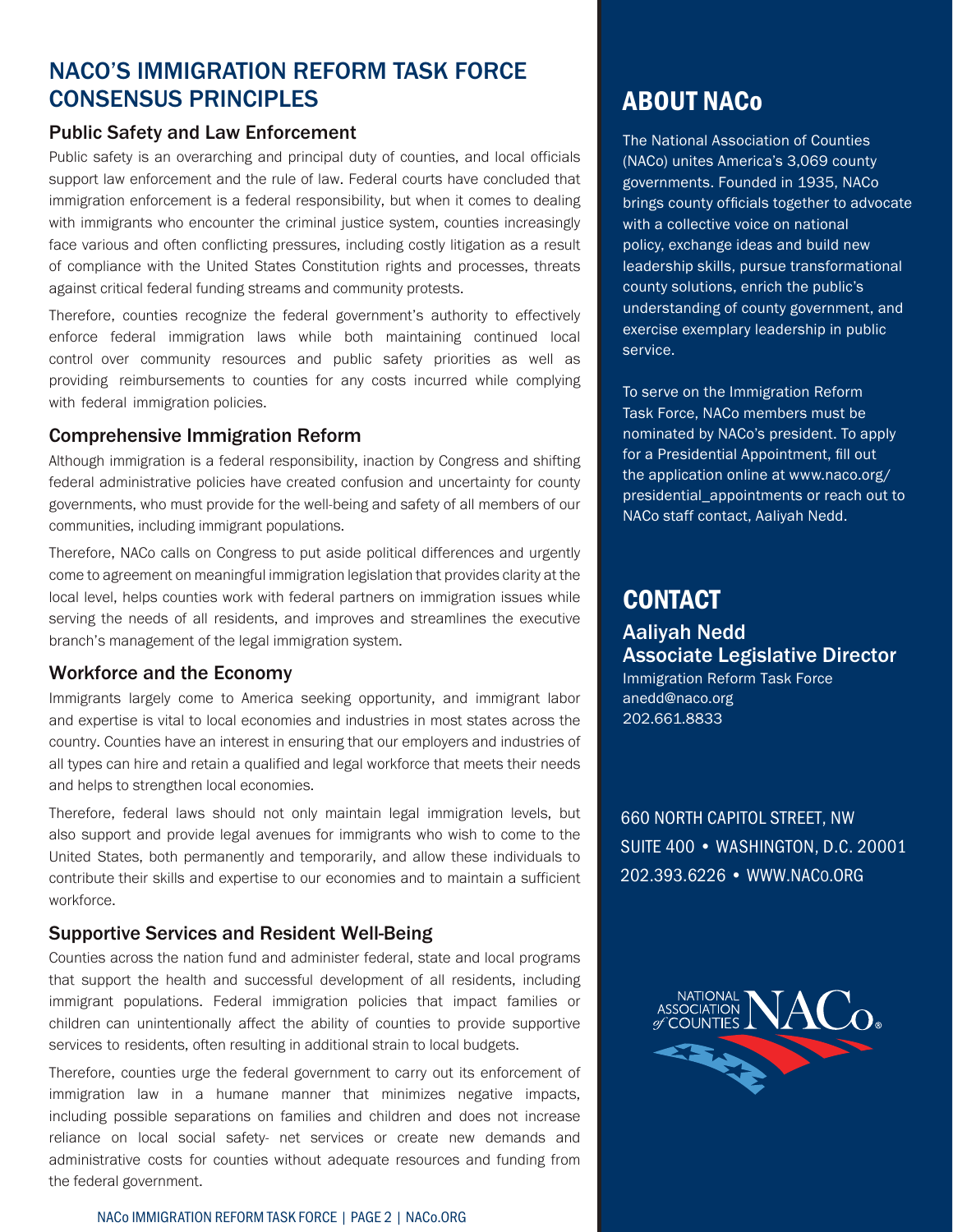## NACO'S IMMIGRATION REFORM TASK FORCE CONSENSUS PRINCIPLES

### Public Safety and Law Enforcement

Public safety is an overarching and principal duty of counties, and local officials support law enforcement and the rule of law. Federal courts have concluded that immigration enforcement is a federal responsibility, but when it comes to dealing with immigrants who encounter the criminal justice system, counties increasingly face various and often conflicting pressures, including costly litigation as a result of compliance with the United States Constitution rights and processes, threats against critical federal funding streams and community protests.

Therefore, counties recognize the federal government's authority to effectively enforce federal immigration laws while both maintaining continued local control over community resources and public safety priorities as well as providing reimbursements to counties for any costs incurred while complying with federal immigration policies.

### Comprehensive Immigration Reform

Although immigration is a federal responsibility, inaction by Congress and shifting federal administrative policies have created confusion and uncertainty for county governments, who must provide for the well-being and safety of all members of our communities, including immigrant populations.

Therefore, NACo calls on Congress to put aside political differences and urgently come to agreement on meaningful immigration legislation that provides clarity at the local level, helps counties work with federal partners on immigration issues while serving the needs of all residents, and improves and streamlines the executive branch's management of the legal immigration system.

### Workforce and the Economy

Immigrants largely come to America seeking opportunity, and immigrant labor and expertise is vital to local economies and industries in most states across the country. Counties have an interest in ensuring that our employers and industries of all types can hire and retain a qualified and legal workforce that meets their needs and helps to strengthen local economies.

Therefore, federal laws should not only maintain legal immigration levels, but also support and provide legal avenues for immigrants who wish to come to the United States, both permanently and temporarily, and allow these individuals to contribute their skills and expertise to our economies and to maintain a sufficient workforce.

### Supportive Services and Resident Well-Being

Counties across the nation fund and administer federal, state and local programs that support the health and successful development of all residents, including immigrant populations. Federal immigration policies that impact families or children can unintentionally affect the ability of counties to provide supportive services to residents, often resulting in additional strain to local budgets.

Therefore, counties urge the federal government to carry out its enforcement of immigration law in a humane manner that minimizes negative impacts, including possible separations on families and children and does not increase reliance on local social safety- net services or create new demands and administrative costs for counties without adequate resources and funding from the federal government.

## ABOUT NACo

The National Association of Counties (NACo) unites America's 3,069 county governments. Founded in 1935, NACo brings county officials together to advocate with a collective voice on national policy, exchange ideas and build new leadership skills, pursue transformational county solutions, enrich the public's understanding of county government, and exercise exemplary leadership in public service.

To serve on the Immigration Reform Task Force, NACo members must be nominated by NACo's president. To apply for a Presidential Appointment, fill out the application online at www.naco.org/presidential_appointments or reach out to NACo staff contact, Aaliyah Nedd.

## CONTACT

### Aaliyah Nedd
### Associate Legislative Director

Immigration Reform Task Force
anedd@naco.org
202.661.8833

660 NORTH CAPITOL STREET, NW
SUITE 400 • WASHINGTON, D.C. 20001
202.393.6226 • WWW.NACo.ORG

NATIONAL ASSOCIATION of COUNTIES NACo